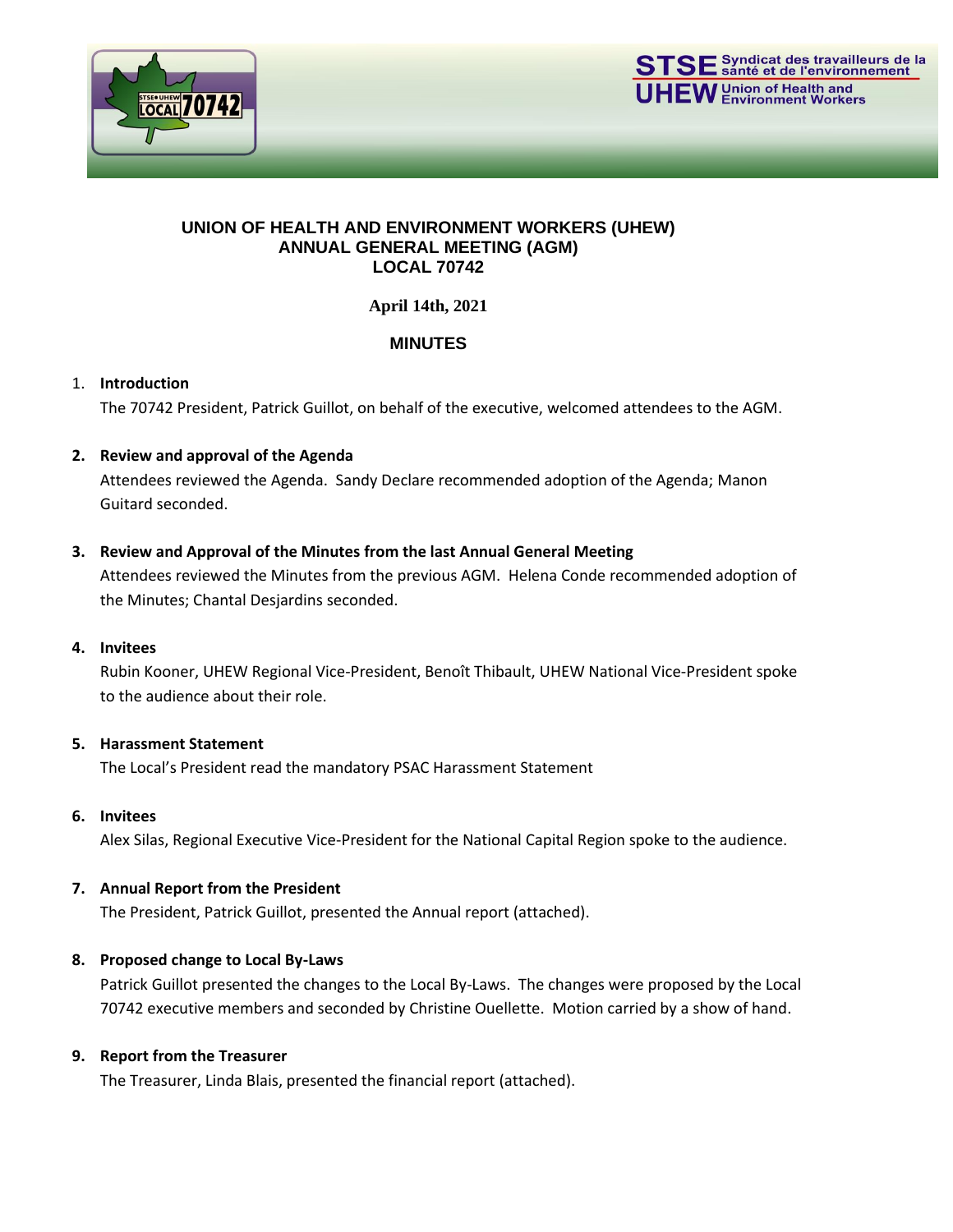# UNION OF HEALTH AND ENVIRONMENT WORKERS (UHEW)
# ANNUAL GENERAL MEETING (AGM)
# LOCAL 70742

**April 14th, 2021**

## MINUTES

1. **Introduction**

   The 70742 President, Patrick Guillot, on behalf of the executive, welcomed attendees to the AGM.

2. **Review and approval of the Agenda**

   Attendees reviewed the Agenda. Sandy Declare recommended adoption of the Agenda; Manon Guitard seconded.

3. **Review and Approval of the Minutes from the last Annual General Meeting**

   Attendees reviewed the Minutes from the previous AGM. Helena Conde recommended adoption of the Minutes; Chantal Desjardins seconded.

4. **Invitees**

   Rubin Kooner, UHEW Regional Vice-President, Benoît Thibault, UHEW National Vice-President spoke to the audience about their role.

5. **Harassment Statement**

   The Local's President read the mandatory PSAC Harassment Statement

6. **Invitees**

   Alex Silas, Regional Executive Vice-President for the National Capital Region spoke to the audience.

7. **Annual Report from the President**

   The President, Patrick Guillot, presented the Annual report (attached).

8. **Proposed change to Local By-Laws**

   Patrick Guillot presented the changes to the Local By-Laws. The changes were proposed by the Local 70742 executive members and seconded by Christine Ouellette. Motion carried by a show of hand.

9. **Report from the Treasurer**

   The Treasurer, Linda Blais, presented the financial report (attached).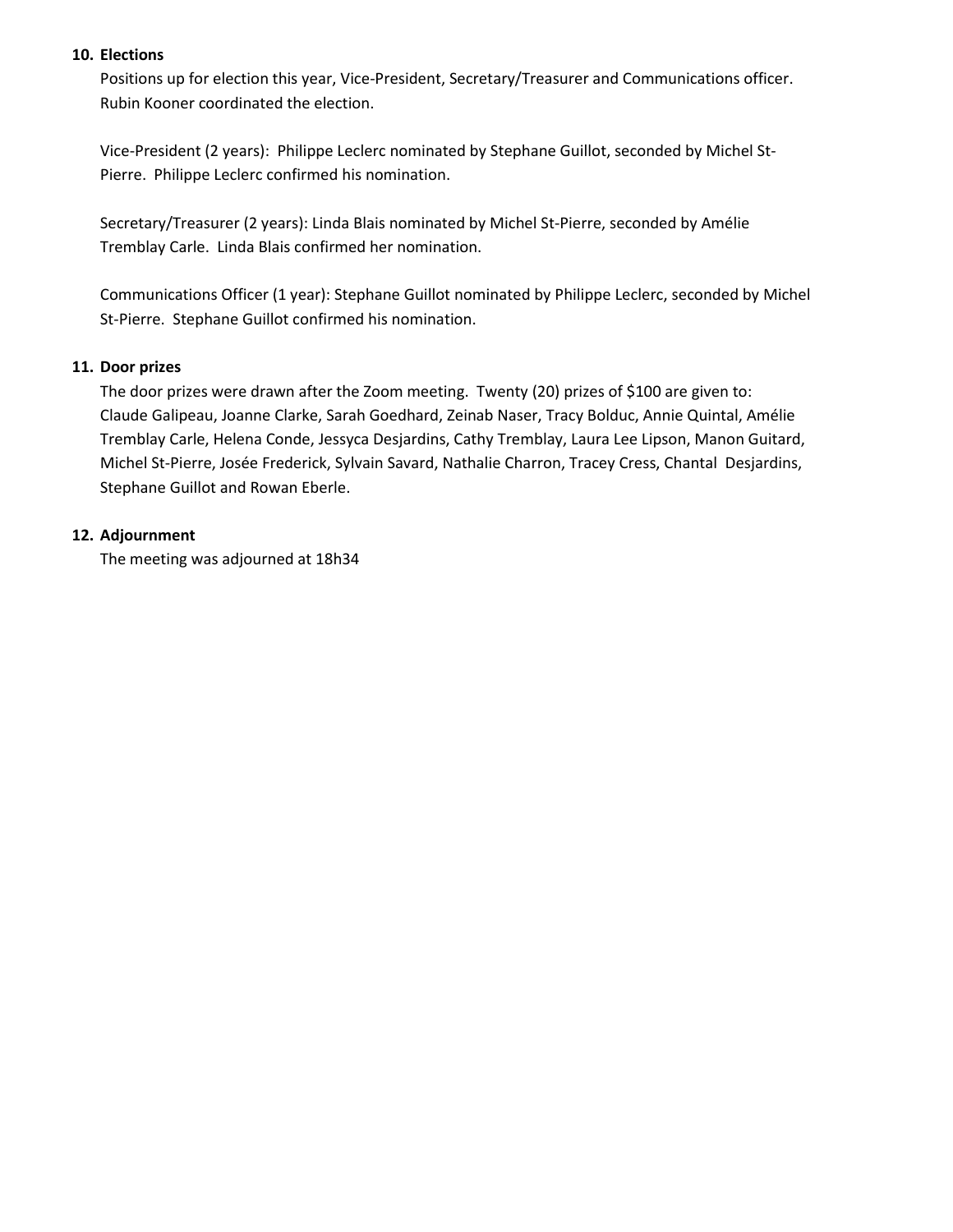**10. Elections**

Positions up for election this year, Vice-President, Secretary/Treasurer and Communications officer. Rubin Kooner coordinated the election.

Vice-President (2 years): Philippe Leclerc nominated by Stephane Guillot, seconded by Michel St-Pierre. Philippe Leclerc confirmed his nomination.

Secretary/Treasurer (2 years): Linda Blais nominated by Michel St-Pierre, seconded by Amélie Tremblay Carle. Linda Blais confirmed her nomination.

Communications Officer (1 year): Stephane Guillot nominated by Philippe Leclerc, seconded by Michel St-Pierre. Stephane Guillot confirmed his nomination.

**11. Door prizes**

The door prizes were drawn after the Zoom meeting. Twenty (20) prizes of $100 are given to: Claude Galipeau, Joanne Clarke, Sarah Goedhard, Zeinab Naser, Tracy Bolduc, Annie Quintal, Amélie Tremblay Carle, Helena Conde, Jessyca Desjardins, Cathy Tremblay, Laura Lee Lipson, Manon Guitard, Michel St-Pierre, Josée Frederick, Sylvain Savard, Nathalie Charron, Tracey Cress, Chantal Desjardins, Stephane Guillot and Rowan Eberle.

**12. Adjournment**

The meeting was adjourned at 18h34